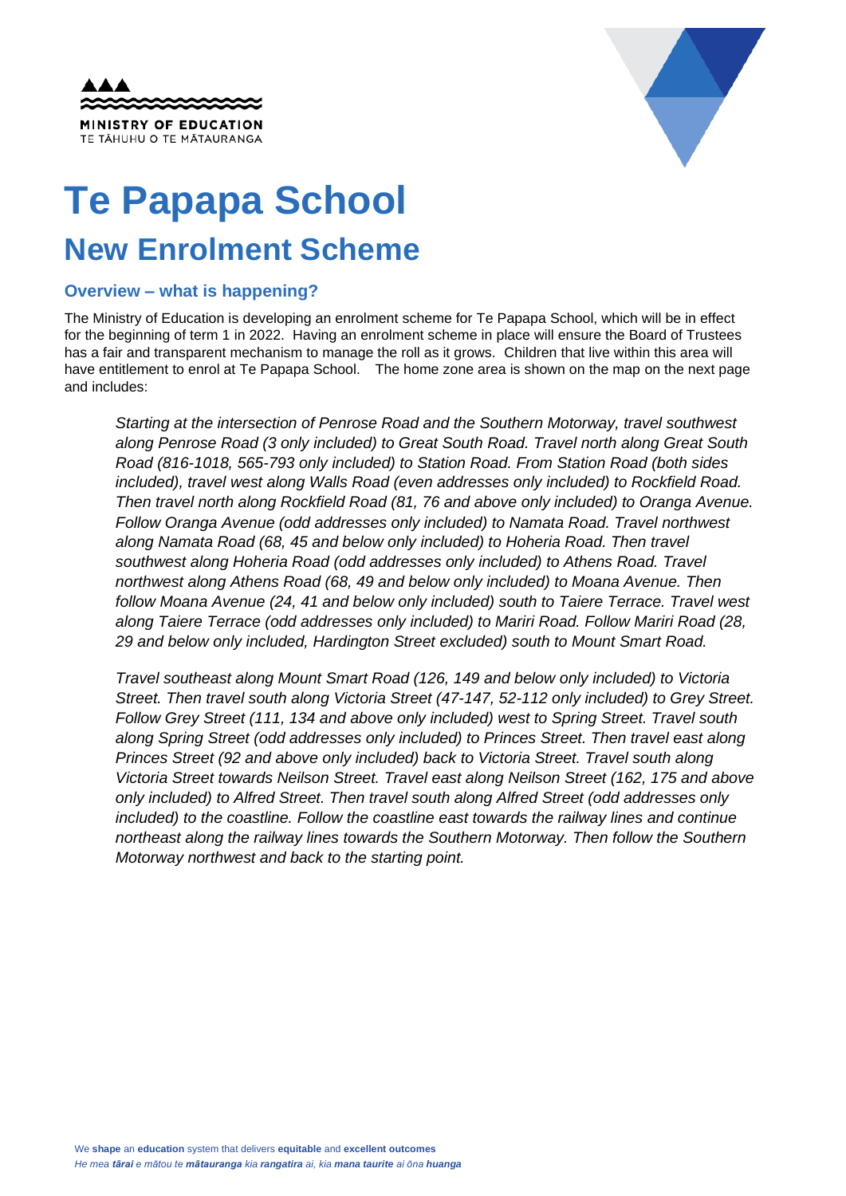MINISTRY OF EDUCATION
TE TĀHUHU O TE MĀTAURANGA

# Te Papapa School

## New Enrolment Scheme

### Overview – what is happening?

The Ministry of Education is developing an enrolment scheme for Te Papapa School, which will be in effect for the beginning of term 1 in 2022. Having an enrolment scheme in place will ensure the Board of Trustees has a fair and transparent mechanism to manage the roll as it grows. Children that live within this area will have entitlement to enrol at Te Papapa School. The home zone area is shown on the map on the next page and includes:

*Starting at the intersection of Penrose Road and the Southern Motorway, travel southwest along Penrose Road (3 only included) to Great South Road. Travel north along Great South Road (816-1018, 565-793 only included) to Station Road. From Station Road (both sides included), travel west along Walls Road (even addresses only included) to Rockfield Road. Then travel north along Rockfield Road (81, 76 and above only included) to Oranga Avenue. Follow Oranga Avenue (odd addresses only included) to Namata Road. Travel northwest along Namata Road (68, 45 and below only included) to Hoheria Road. Then travel southwest along Hoheria Road (odd addresses only included) to Athens Road. Travel northwest along Athens Road (68, 49 and below only included) to Moana Avenue. Then follow Moana Avenue (24, 41 and below only included) south to Taiere Terrace. Travel west along Taiere Terrace (odd addresses only included) to Mariri Road. Follow Mariri Road (28, 29 and below only included, Hardington Street excluded) south to Mount Smart Road.*

*Travel southeast along Mount Smart Road (126, 149 and below only included) to Victoria Street. Then travel south along Victoria Street (47-147, 52-112 only included) to Grey Street. Follow Grey Street (111, 134 and above only included) west to Spring Street. Travel south along Spring Street (odd addresses only included) to Princes Street. Then travel east along Princes Street (92 and above only included) back to Victoria Street. Travel south along Victoria Street towards Neilson Street. Travel east along Neilson Street (162, 175 and above only included) to Alfred Street. Then travel south along Alfred Street (odd addresses only included) to the coastline. Follow the coastline east towards the railway lines and continue northeast along the railway lines towards the Southern Motorway. Then follow the Southern Motorway northwest and back to the starting point.*

We **shape** an **education** system that delivers **equitable** and **excellent outcomes**
*He mea **tārai** e mātou te **mātauranga** kia **rangatira** ai, kia **mana taurite** ai ōna **huanga***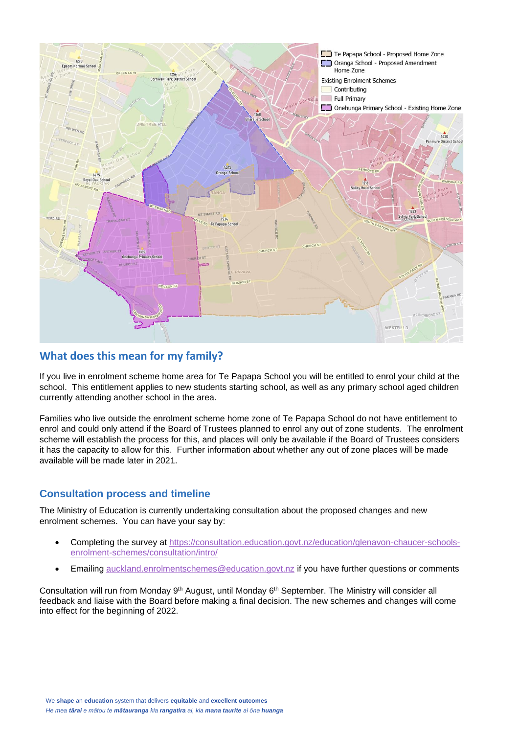Te Papapa School - Proposed Home Zone

Oranga School - Proposed Amendment Home Zone

Existing Enrolment Schemes

Contributing

Full Primary

Onehunga Primary School - Existing Home Zone

## What does this mean for my family?

If you live in enrolment scheme home area for Te Papapa School you will be entitled to enrol your child at the school. This entitlement applies to new students starting school, as well as any primary school aged children currently attending another school in the area.

Families who live outside the enrolment scheme home zone of Te Papapa School do not have entitlement to enrol and could only attend if the Board of Trustees planned to enrol any out of zone students. The enrolment scheme will establish the process for this, and places will only be available if the Board of Trustees considers it has the capacity to allow for this. Further information about whether any out of zone places will be made available will be made later in 2021.

### Consultation process and timeline

The Ministry of Education is currently undertaking consultation about the proposed changes and new enrolment schemes. You can have your say by:

- Completing the survey at https://consultation.education.govt.nz/education/glenavon-chaucer-schools-enrolment-schemes/consultation/intro/
- Emailing auckland.enrolmentschemes@education.govt.nz if you have further questions or comments

Consultation will run from Monday 9th August, until Monday 6th September. The Ministry will consider all feedback and liaise with the Board before making a final decision. The new schemes and changes will come into effect for the beginning of 2022.